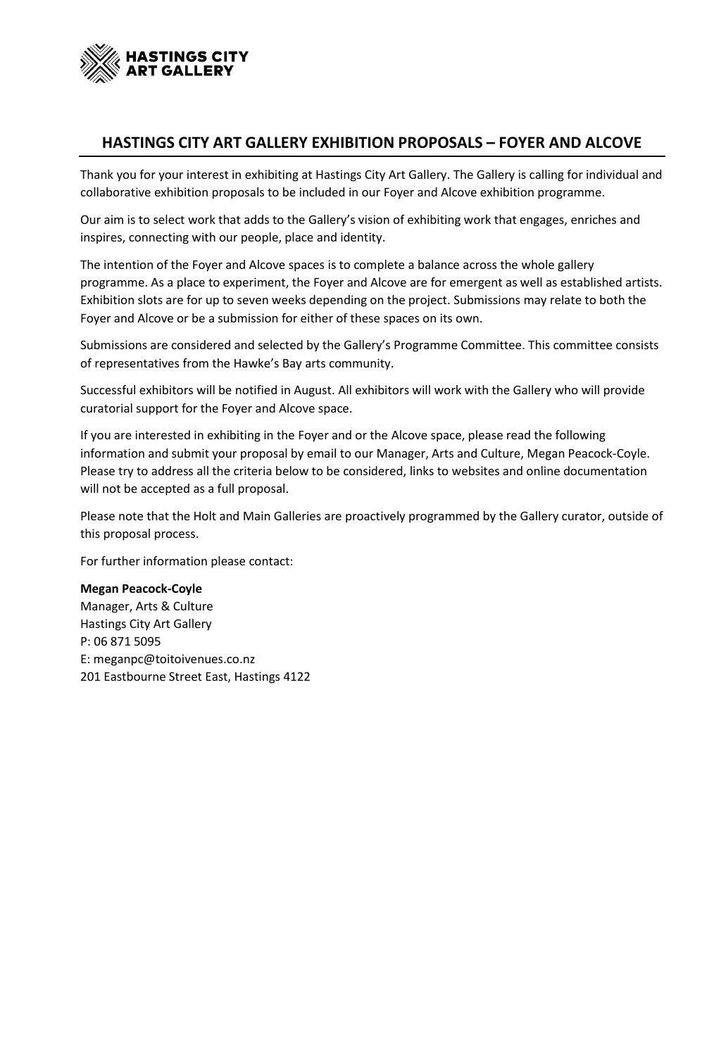HASTINGS CITY ART GALLERY

## HASTINGS CITY ART GALLERY EXHIBITION PROPOSALS – FOYER AND ALCOVE

Thank you for your interest in exhibiting at Hastings City Art Gallery. The Gallery is calling for individual and collaborative exhibition proposals to be included in our Foyer and Alcove exhibition programme.

Our aim is to select work that adds to the Gallery's vision of exhibiting work that engages, enriches and inspires, connecting with our people, place and identity.

The intention of the Foyer and Alcove spaces is to complete a balance across the whole gallery programme. As a place to experiment, the Foyer and Alcove are for emergent as well as established artists. Exhibition slots are for up to seven weeks depending on the project. Submissions may relate to both the Foyer and Alcove or be a submission for either of these spaces on its own.

Submissions are considered and selected by the Gallery's Programme Committee. This committee consists of representatives from the Hawke's Bay arts community.

Successful exhibitors will be notified in August. All exhibitors will work with the Gallery who will provide curatorial support for the Foyer and Alcove space.

If you are interested in exhibiting in the Foyer and or the Alcove space, please read the following information and submit your proposal by email to our Manager, Arts and Culture, Megan Peacock-Coyle. Please try to address all the criteria below to be considered, links to websites and online documentation will not be accepted as a full proposal.

Please note that the Holt and Main Galleries are proactively programmed by the Gallery curator, outside of this proposal process.

For further information please contact:

**Megan Peacock-Coyle**
Manager, Arts & Culture
Hastings City Art Gallery
P: 06 871 5095
E: meganpc@toitoivenues.co.nz
201 Eastbourne Street East, Hastings 4122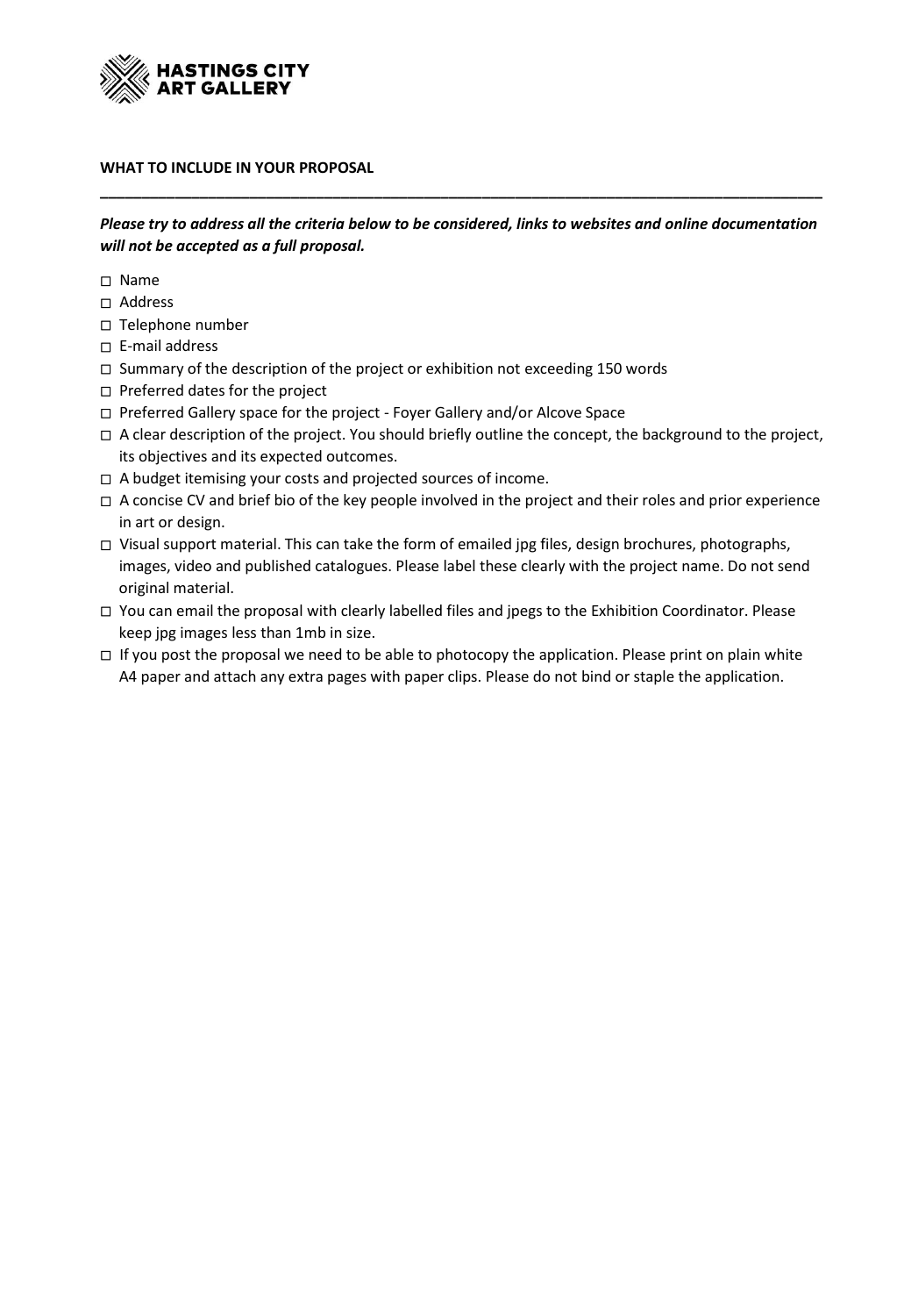**HASTINGS CITY ART GALLERY**

**WHAT TO INCLUDE IN YOUR PROPOSAL**

---

***Please try to address all the criteria below to be considered, links to websites and online documentation will not be accepted as a full proposal.***

- ◻ Name
- ◻ Address
- ◻ Telephone number
- ◻ E-mail address
- ◻ Summary of the description of the project or exhibition not exceeding 150 words
- ◻ Preferred dates for the project
- ◻ Preferred Gallery space for the project - Foyer Gallery and/or Alcove Space
- ◻ A clear description of the project. You should briefly outline the concept, the background to the project, its objectives and its expected outcomes.
- ◻ A budget itemising your costs and projected sources of income.
- ◻ A concise CV and brief bio of the key people involved in the project and their roles and prior experience in art or design.
- ◻ Visual support material. This can take the form of emailed jpg files, design brochures, photographs, images, video and published catalogues. Please label these clearly with the project name. Do not send original material.
- ◻ You can email the proposal with clearly labelled files and jpegs to the Exhibition Coordinator. Please keep jpg images less than 1mb in size.
- ◻ If you post the proposal we need to be able to photocopy the application. Please print on plain white A4 paper and attach any extra pages with paper clips. Please do not bind or staple the application.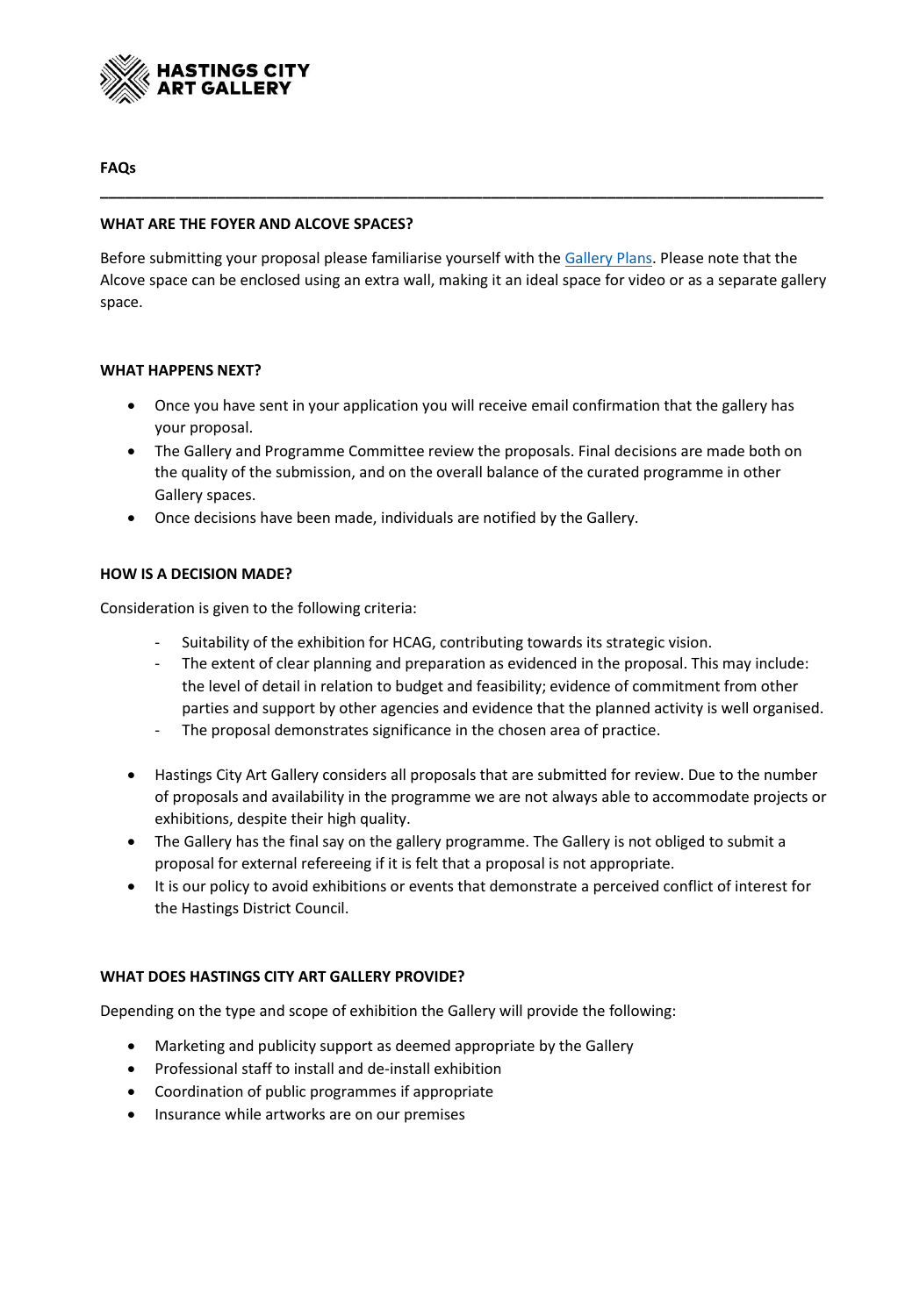**FAQs**

---

**WHAT ARE THE FOYER AND ALCOVE SPACES?**

Before submitting your proposal please familiarise yourself with the [Gallery Plans](). Please note that the Alcove space can be enclosed using an extra wall, making it an ideal space for video or as a separate gallery space.

**WHAT HAPPENS NEXT?**

- Once you have sent in your application you will receive email confirmation that the gallery has your proposal.
- The Gallery and Programme Committee review the proposals. Final decisions are made both on the quality of the submission, and on the overall balance of the curated programme in other Gallery spaces.
- Once decisions have been made, individuals are notified by the Gallery.

**HOW IS A DECISION MADE?**

Consideration is given to the following criteria:

- Suitability of the exhibition for HCAG, contributing towards its strategic vision.
- The extent of clear planning and preparation as evidenced in the proposal. This may include: the level of detail in relation to budget and feasibility; evidence of commitment from other parties and support by other agencies and evidence that the planned activity is well organised.
- The proposal demonstrates significance in the chosen area of practice.

- Hastings City Art Gallery considers all proposals that are submitted for review. Due to the number of proposals and availability in the programme we are not always able to accommodate projects or exhibitions, despite their high quality.
- The Gallery has the final say on the gallery programme. The Gallery is not obliged to submit a proposal for external refereeing if it is felt that a proposal is not appropriate.
- It is our policy to avoid exhibitions or events that demonstrate a perceived conflict of interest for the Hastings District Council.

**WHAT DOES HASTINGS CITY ART GALLERY PROVIDE?**

Depending on the type and scope of exhibition the Gallery will provide the following:

- Marketing and publicity support as deemed appropriate by the Gallery
- Professional staff to install and de-install exhibition
- Coordination of public programmes if appropriate
- Insurance while artworks are on our premises